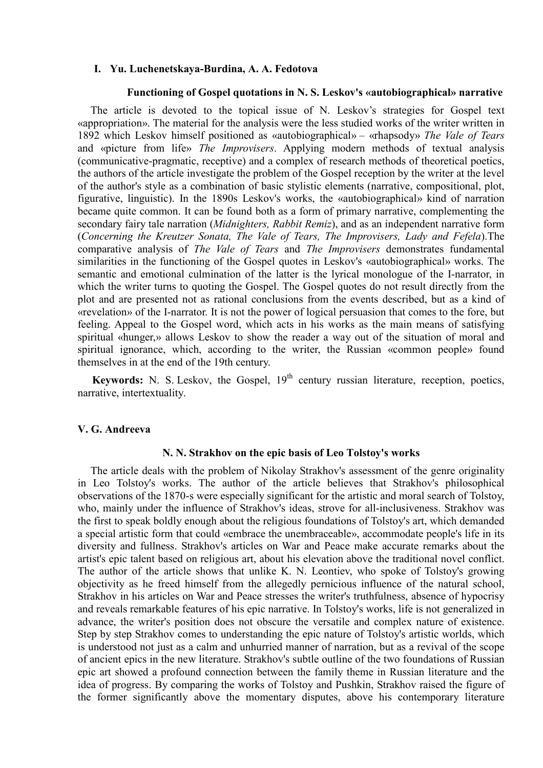**I. Yu. Luchenetskaya-Burdina, A. A. Fedotova**

**Functioning of Gospel quotations in N. S. Leskov's «autobiographical» narrative**

The article is devoted to the topical issue of N. Leskov's strategies for Gospel text «appropriation». The material for the analysis were the less studied works of the writer written in 1892 which Leskov himself positioned as «autobiographical» – «rhapsody» *The Vale of Tears* and «picture from life» *The Improvisers*. Applying modern methods of textual analysis (communicative-pragmatic, receptive) and a complex of research methods of theoretical poetics, the authors of the article investigate the problem of the Gospel reception by the writer at the level of the author's style as a combination of basic stylistic elements (narrative, compositional, plot, figurative, linguistic). In the 1890s Leskov's works, the «autobiographical» kind of narration became quite common. It can be found both as a form of primary narrative, complementing the secondary fairy tale narration (*Midnighters, Rabbit Remiz*), and as an independent narrative form (*Concerning the Kreutzer Sonata, The Vale of Tears, The Improvisers, Lady and Fefela*).The comparative analysis of *The Vale of Tears* and *The Improvisers* demonstrates fundamental similarities in the functioning of the Gospel quotes in Leskov's «autobiographical» works. The semantic and emotional culmination of the latter is the lyrical monologue of the I-narrator, in which the writer turns to quoting the Gospel. The Gospel quotes do not result directly from the plot and are presented not as rational conclusions from the events described, but as a kind of «revelation» of the I-narrator. It is not the power of logical persuasion that comes to the fore, but feeling. Appeal to the Gospel word, which acts in his works as the main means of satisfying spiritual «hunger,» allows Leskov to show the reader a way out of the situation of moral and spiritual ignorance, which, according to the writer, the Russian «common people» found themselves in at the end of the 19th century.

**Keywords:** N. S. Leskov, the Gospel, 19th century russian literature, reception, poetics, narrative, intertextuality.

**V. G. Andreeva**

**N. N. Strakhov on the epic basis of Leo Tolstoy's works**

The article deals with the problem of Nikolay Strakhov's assessment of the genre originality in Leo Tolstoy's works. The author of the article believes that Strakhov's philosophical observations of the 1870-s were especially significant for the artistic and moral search of Tolstoy, who, mainly under the influence of Strakhov's ideas, strove for all-inclusiveness. Strakhov was the first to speak boldly enough about the religious foundations of Tolstoy's art, which demanded a special artistic form that could «embrace the unembraceable», accommodate people's life in its diversity and fullness. Strakhov's articles on War and Peace make accurate remarks about the artist's epic talent based on religious art, about his elevation above the traditional novel conflict. The author of the article shows that unlike K. N. Leontiev, who spoke of Tolstoy's growing objectivity as he freed himself from the allegedly pernicious influence of the natural school, Strakhov in his articles on War and Peace stresses the writer's truthfulness, absence of hypocrisy and reveals remarkable features of his epic narrative. In Tolstoy's works, life is not generalized in advance, the writer's position does not obscure the versatile and complex nature of existence. Step by step Strakhov comes to understanding the epic nature of Tolstoy's artistic worlds, which is understood not just as a calm and unhurried manner of narration, but as a revival of the scope of ancient epics in the new literature. Strakhov's subtle outline of the two foundations of Russian epic art showed a profound connection between the family theme in Russian literature and the idea of progress. By comparing the works of Tolstoy and Pushkin, Strakhov raised the figure of the former significantly above the momentary disputes, above his contemporary literature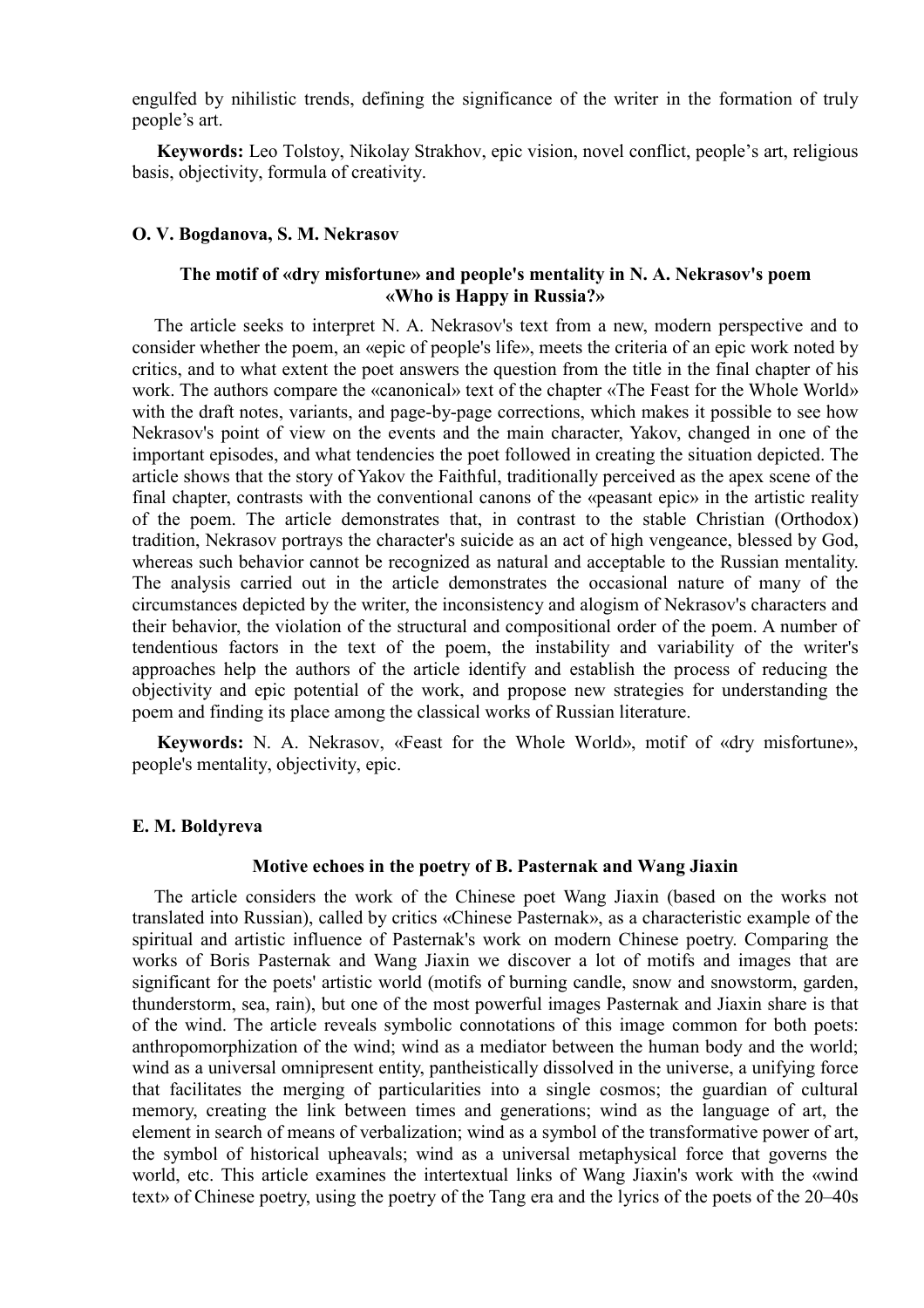engulfed by nihilistic trends, defining the significance of the writer in the formation of truly people's art.

**Keywords:** Leo Tolstoy, Nikolay Strakhov, epic vision, novel conflict, people's art, religious basis, objectivity, formula of creativity.

**O. V. Bogdanova, S. M. Nekrasov**

### The motif of «dry misfortune» and people's mentality in N. A. Nekrasov's poem «Who is Happy in Russia?»

The article seeks to interpret N. A. Nekrasov's text from a new, modern perspective and to consider whether the poem, an «epic of people's life», meets the criteria of an epic work noted by critics, and to what extent the poet answers the question from the title in the final chapter of his work. The authors compare the «canonical» text of the chapter «The Feast for the Whole World» with the draft notes, variants, and page-by-page corrections, which makes it possible to see how Nekrasov's point of view on the events and the main character, Yakov, changed in one of the important episodes, and what tendencies the poet followed in creating the situation depicted. The article shows that the story of Yakov the Faithful, traditionally perceived as the apex scene of the final chapter, contrasts with the conventional canons of the «peasant epic» in the artistic reality of the poem. The article demonstrates that, in contrast to the stable Christian (Orthodox) tradition, Nekrasov portrays the character's suicide as an act of high vengeance, blessed by God, whereas such behavior cannot be recognized as natural and acceptable to the Russian mentality. The analysis carried out in the article demonstrates the occasional nature of many of the circumstances depicted by the writer, the inconsistency and alogism of Nekrasov's characters and their behavior, the violation of the structural and compositional order of the poem. A number of tendentious factors in the text of the poem, the instability and variability of the writer's approaches help the authors of the article identify and establish the process of reducing the objectivity and epic potential of the work, and propose new strategies for understanding the poem and finding its place among the classical works of Russian literature.

**Keywords:** N. A. Nekrasov, «Feast for the Whole World», motif of «dry misfortune», people's mentality, objectivity, epic.

**E. M. Boldyreva**

### Motive echoes in the poetry of B. Pasternak and Wang Jiaxin

The article considers the work of the Chinese poet Wang Jiaxin (based on the works not translated into Russian), called by critics «Chinese Pasternak», as a characteristic example of the spiritual and artistic influence of Pasternak's work on modern Chinese poetry. Comparing the works of Boris Pasternak and Wang Jiaxin we discover a lot of motifs and images that are significant for the poets' artistic world (motifs of burning candle, snow and snowstorm, garden, thunderstorm, sea, rain), but one of the most powerful images Pasternak and Jiaxin share is that of the wind. The article reveals symbolic connotations of this image common for both poets: anthropomorphization of the wind; wind as a mediator between the human body and the world; wind as a universal omnipresent entity, pantheistically dissolved in the universe, a unifying force that facilitates the merging of particularities into a single cosmos; the guardian of cultural memory, creating the link between times and generations; wind as the language of art, the element in search of means of verbalization; wind as a symbol of the transformative power of art, the symbol of historical upheavals; wind as a universal metaphysical force that governs the world, etc. This article examines the intertextual links of Wang Jiaxin's work with the «wind text» of Chinese poetry, using the poetry of the Tang era and the lyrics of the poets of the 20–40s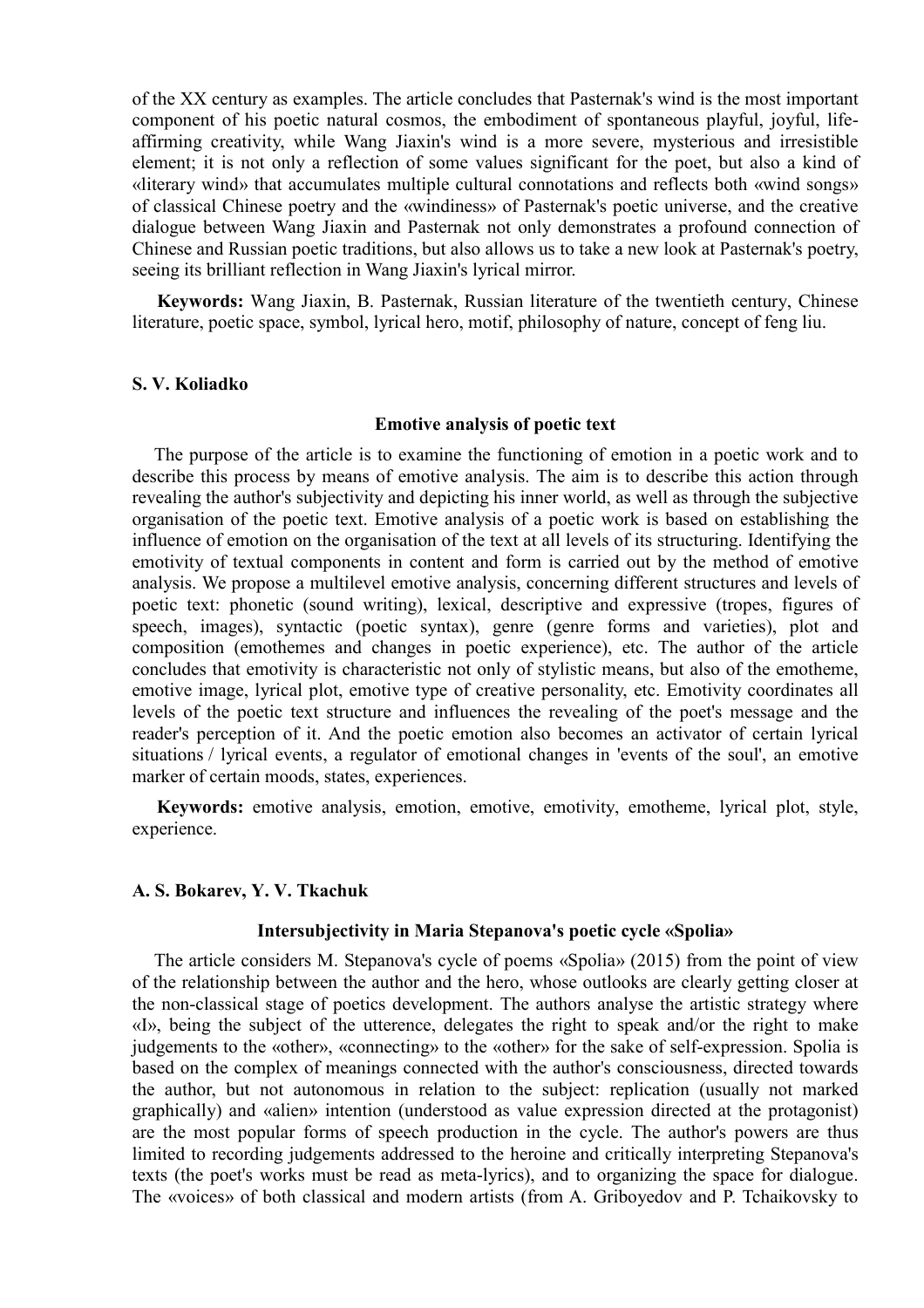of the XX century as examples. The article concludes that Pasternak's wind is the most important component of his poetic natural cosmos, the embodiment of spontaneous playful, joyful, life-affirming creativity, while Wang Jiaxin's wind is a more severe, mysterious and irresistible element; it is not only a reflection of some values significant for the poet, but also a kind of «literary wind» that accumulates multiple cultural connotations and reflects both «wind songs» of classical Chinese poetry and the «windiness» of Pasternak's poetic universe, and the creative dialogue between Wang Jiaxin and Pasternak not only demonstrates a profound connection of Chinese and Russian poetic traditions, but also allows us to take a new look at Pasternak's poetry, seeing its brilliant reflection in Wang Jiaxin's lyrical mirror.

**Keywords:** Wang Jiaxin, B. Pasternak, Russian literature of the twentieth century, Chinese literature, poetic space, symbol, lyrical hero, motif, philosophy of nature, concept of feng liu.

**S. V. Koliadko**

**Emotive analysis of poetic text**

The purpose of the article is to examine the functioning of emotion in a poetic work and to describe this process by means of emotive analysis. The aim is to describe this action through revealing the author's subjectivity and depicting his inner world, as well as through the subjective organisation of the poetic text. Emotive analysis of a poetic work is based on establishing the influence of emotion on the organisation of the text at all levels of its structuring. Identifying the emotivity of textual components in content and form is carried out by the method of emotive analysis. We propose a multilevel emotive analysis, concerning different structures and levels of poetic text: phonetic (sound writing), lexical, descriptive and expressive (tropes, figures of speech, images), syntactic (poetic syntax), genre (genre forms and varieties), plot and composition (emothemes and changes in poetic experience), etc. The author of the article concludes that emotivity is characteristic not only of stylistic means, but also of the emotheme, emotive image, lyrical plot, emotive type of creative personality, etc. Emotivity coordinates all levels of the poetic text structure and influences the revealing of the poet's message and the reader's perception of it. And the poetic emotion also becomes an activator of certain lyrical situations / lyrical events, a regulator of emotional changes in 'events of the soul', an emotive marker of certain moods, states, experiences.

**Keywords:** emotive analysis, emotion, emotive, emotivity, emotheme, lyrical plot, style, experience.

**A. S. Bokarev, Y. V. Tkachuk**

**Intersubjectivity in Maria Stepanova's poetic cycle «Spolia»**

The article considers M. Stepanova's cycle of poems «Spolia» (2015) from the point of view of the relationship between the author and the hero, whose outlooks are clearly getting closer at the non-classical stage of poetics development. The authors analyse the artistic strategy where «I», being the subject of the utterence, delegates the right to speak and/or the right to make judgements to the «other», «connecting» to the «other» for the sake of self-expression. Spolia is based on the complex of meanings connected with the author's consciousness, directed towards the author, but not autonomous in relation to the subject: replication (usually not marked graphically) and «alien» intention (understood as value expression directed at the protagonist) are the most popular forms of speech production in the cycle. The author's powers are thus limited to recording judgements addressed to the heroine and critically interpreting Stepanova's texts (the poet's works must be read as meta-lyrics), and to organizing the space for dialogue. The «voices» of both classical and modern artists (from A. Griboyedov and P. Tchaikovsky to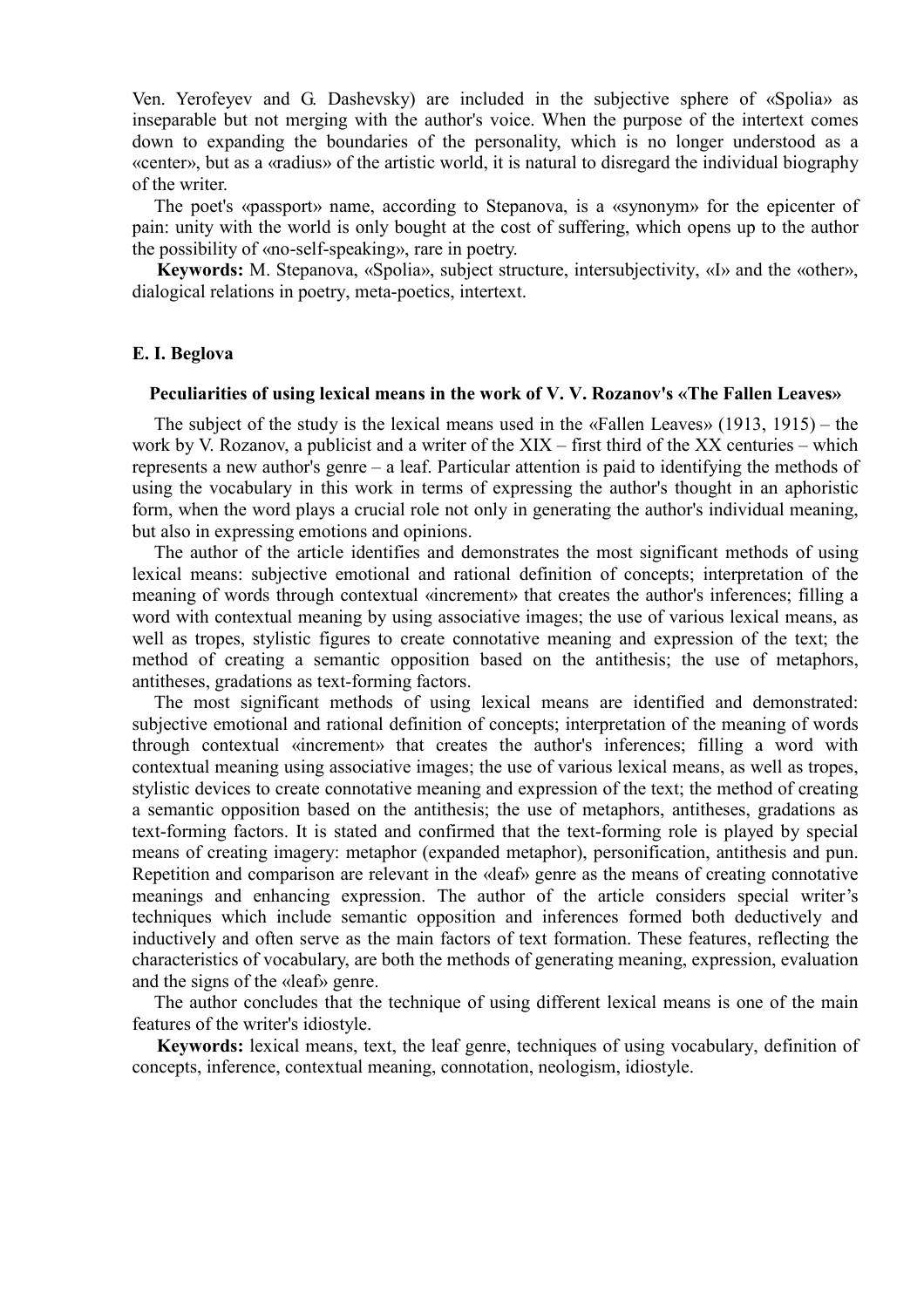Ven. Yerofeyev and G. Dashevsky) are included in the subjective sphere of «Spolia» as inseparable but not merging with the author's voice. When the purpose of the intertext comes down to expanding the boundaries of the personality, which is no longer understood as a «center», but as a «radius» of the artistic world, it is natural to disregard the individual biography of the writer.

The poet's «passport» name, according to Stepanova, is a «synonym» for the epicenter of pain: unity with the world is only bought at the cost of suffering, which opens up to the author the possibility of «no-self-speaking», rare in poetry.

**Keywords:** M. Stepanova, «Spolia», subject structure, intersubjectivity, «I» and the «other», dialogical relations in poetry, meta-poetics, intertext.

**E. I. Beglova**

### Peculiarities of using lexical means in the work of V. V. Rozanov's «The Fallen Leaves»

The subject of the study is the lexical means used in the «Fallen Leaves» (1913, 1915) – the work by V. Rozanov, a publicist and a writer of the XIX – first third of the XX centuries – which represents a new author's genre – a leaf. Particular attention is paid to identifying the methods of using the vocabulary in this work in terms of expressing the author's thought in an aphoristic form, when the word plays a crucial role not only in generating the author's individual meaning, but also in expressing emotions and opinions.

The author of the article identifies and demonstrates the most significant methods of using lexical means: subjective emotional and rational definition of concepts; interpretation of the meaning of words through contextual «increment» that creates the author's inferences; filling a word with contextual meaning by using associative images; the use of various lexical means, as well as tropes, stylistic figures to create connotative meaning and expression of the text; the method of creating a semantic opposition based on the antithesis; the use of metaphors, antitheses, gradations as text-forming factors.

The most significant methods of using lexical means are identified and demonstrated: subjective emotional and rational definition of concepts; interpretation of the meaning of words through contextual «increment» that creates the author's inferences; filling a word with contextual meaning using associative images; the use of various lexical means, as well as tropes, stylistic devices to create connotative meaning and expression of the text; the method of creating a semantic opposition based on the antithesis; the use of metaphors, antitheses, gradations as text-forming factors. It is stated and confirmed that the text-forming role is played by special means of creating imagery: metaphor (expanded metaphor), personification, antithesis and pun. Repetition and comparison are relevant in the «leaf» genre as the means of creating connotative meanings and enhancing expression. The author of the article considers special writer's techniques which include semantic opposition and inferences formed both deductively and inductively and often serve as the main factors of text formation. These features, reflecting the characteristics of vocabulary, are both the methods of generating meaning, expression, evaluation and the signs of the «leaf» genre.

The author concludes that the technique of using different lexical means is one of the main features of the writer's idiostyle.

**Keywords:** lexical means, text, the leaf genre, techniques of using vocabulary, definition of concepts, inference, contextual meaning, connotation, neologism, idiostyle.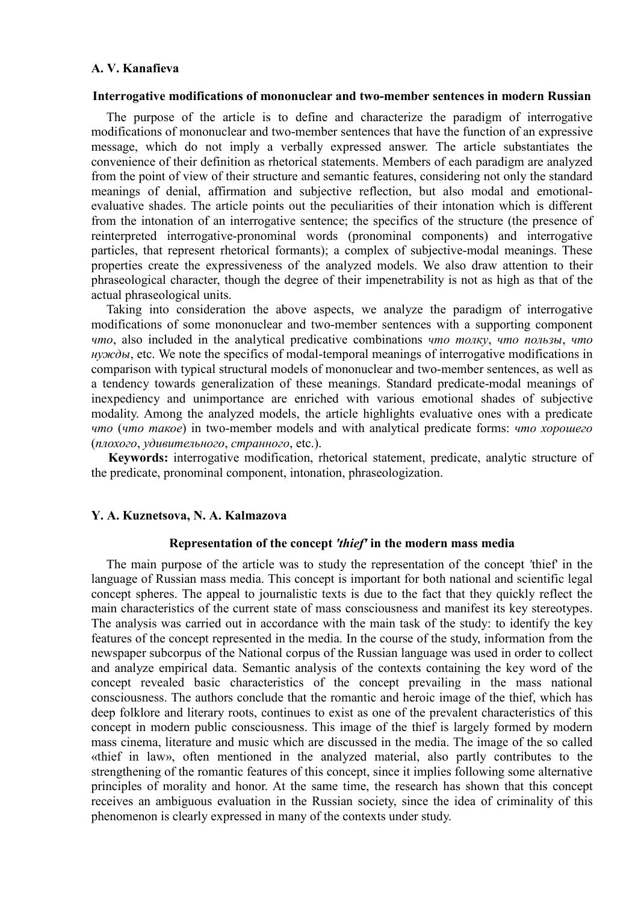**A. V. Kanafieva**

### Interrogative modifications of mononuclear and two-member sentences in modern Russian

The purpose of the article is to define and characterize the paradigm of interrogative modifications of mononuclear and two-member sentences that have the function of an expressive message, which do not imply a verbally expressed answer. The article substantiates the convenience of their definition as rhetorical statements. Members of each paradigm are analyzed from the point of view of their structure and semantic features, considering not only the standard meanings of denial, affirmation and subjective reflection, but also modal and emotional-evaluative shades. The article points out the peculiarities of their intonation which is different from the intonation of an interrogative sentence; the specifics of the structure (the presence of reinterpreted interrogative-pronominal words (pronominal components) and interrogative particles, that represent rhetorical formants); a complex of subjective-modal meanings. These properties create the expressiveness of the analyzed models. We also draw attention to their phraseological character, though the degree of their impenetrability is not as high as that of the actual phraseological units.

Taking into consideration the above aspects, we analyze the paradigm of interrogative modifications of some mononuclear and two-member sentences with a supporting component *что*, also included in the analytical predicative combinations *что толку*, *что пользы*, *что нужды*, etc. We note the specifics of modal-temporal meanings of interrogative modifications in comparison with typical structural models of mononuclear and two-member sentences, as well as a tendency towards generalization of these meanings. Standard predicate-modal meanings of inexpediency and unimportance are enriched with various emotional shades of subjective modality. Among the analyzed models, the article highlights evaluative ones with a predicate *что* (*что такое*) in two-member models and with analytical predicate forms: *что хорошего* (*плохого*, *удивительного*, *странного*, etc.).

**Keywords:** interrogative modification, rhetorical statement, predicate, analytic structure of the predicate, pronominal component, intonation, phraseologization.

**Y. A. Kuznetsova, N. A. Kalmazova**

### Representation of the concept *'thief'* in the modern mass media

The main purpose of the article was to study the representation of the concept 'thief' in the language of Russian mass media. This concept is important for both national and scientific legal concept spheres. The appeal to journalistic texts is due to the fact that they quickly reflect the main characteristics of the current state of mass consciousness and manifest its key stereotypes. The analysis was carried out in accordance with the main task of the study: to identify the key features of the concept represented in the media. In the course of the study, information from the newspaper subcorpus of the National corpus of the Russian language was used in order to collect and analyze empirical data. Semantic analysis of the contexts containing the key word of the concept revealed basic characteristics of the concept prevailing in the mass national consciousness. The authors conclude that the romantic and heroic image of the thief, which has deep folklore and literary roots, continues to exist as one of the prevalent characteristics of this concept in modern public consciousness. This image of the thief is largely formed by modern mass cinema, literature and music which are discussed in the media. The image of the so called «thief in law», often mentioned in the analyzed material, also partly contributes to the strengthening of the romantic features of this concept, since it implies following some alternative principles of morality and honor. At the same time, the research has shown that this concept receives an ambiguous evaluation in the Russian society, since the idea of criminality of this phenomenon is clearly expressed in many of the contexts under study.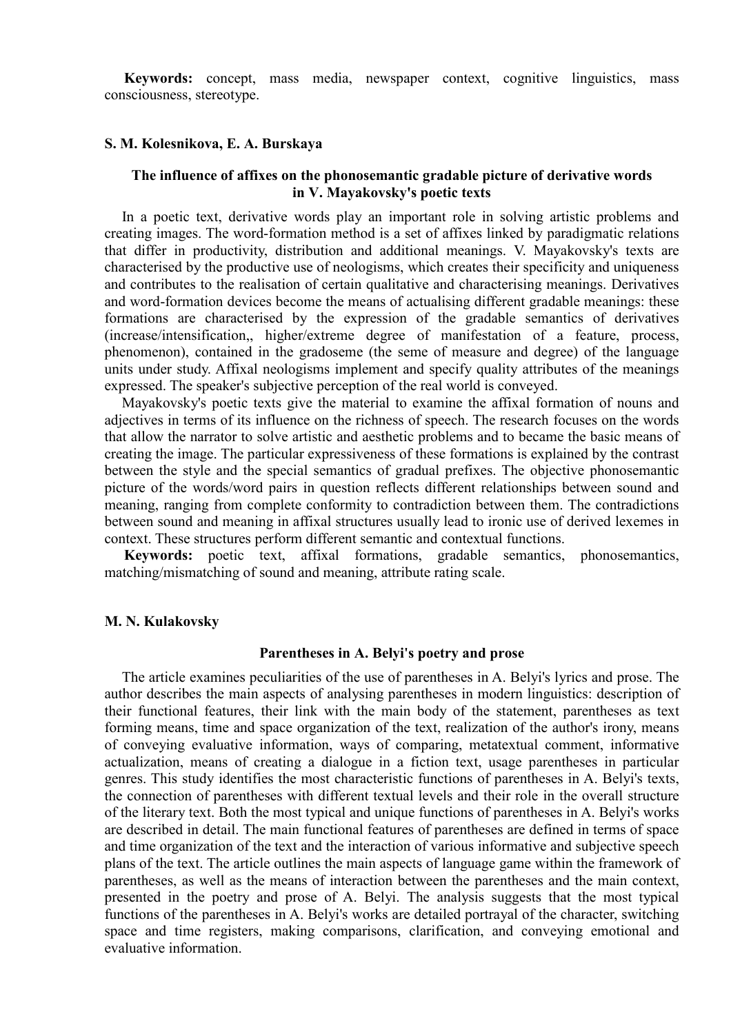**Keywords:** concept, mass media, newspaper context, cognitive linguistics, mass consciousness, stereotype.

**S. M. Kolesnikova, E. A. Burskaya**

### The influence of affixes on the phonosemantic gradable picture of derivative words in V. Mayakovsky's poetic texts

In a poetic text, derivative words play an important role in solving artistic problems and creating images. The word-formation method is a set of affixes linked by paradigmatic relations that differ in productivity, distribution and additional meanings. V. Mayakovsky's texts are characterised by the productive use of neologisms, which creates their specificity and uniqueness and contributes to the realisation of certain qualitative and characterising meanings. Derivatives and word-formation devices become the means of actualising different gradable meanings: these formations are characterised by the expression of the gradable semantics of derivatives (increase/intensification,, higher/extreme degree of manifestation of a feature, process, phenomenon), contained in the gradoseme (the seme of measure and degree) of the language units under study. Affixal neologisms implement and specify quality attributes of the meanings expressed. The speaker's subjective perception of the real world is conveyed.

Mayakovsky's poetic texts give the material to examine the affixal formation of nouns and adjectives in terms of its influence on the richness of speech. The research focuses on the words that allow the narrator to solve artistic and aesthetic problems and to became the basic means of creating the image. The particular expressiveness of these formations is explained by the contrast between the style and the special semantics of gradual prefixes. The objective phonosemantic picture of the words/word pairs in question reflects different relationships between sound and meaning, ranging from complete conformity to contradiction between them. The contradictions between sound and meaning in affixal structures usually lead to ironic use of derived lexemes in context. These structures perform different semantic and contextual functions.

**Keywords:** poetic text, affixal formations, gradable semantics, phonosemantics, matching/mismatching of sound and meaning, attribute rating scale.

**M. N. Kulakovsky**

### Parentheses in A. Belyi's poetry and prose

The article examines peculiarities of the use of parentheses in A. Belyi's lyrics and prose. The author describes the main aspects of analysing parentheses in modern linguistics: description of their functional features, their link with the main body of the statement, parentheses as text forming means, time and space organization of the text, realization of the author's irony, means of conveying evaluative information, ways of comparing, metatextual comment, informative actualization, means of creating a dialogue in a fiction text, usage parentheses in particular genres. This study identifies the most characteristic functions of parentheses in A. Belyi's texts, the connection of parentheses with different textual levels and their role in the overall structure of the literary text. Both the most typical and unique functions of parentheses in A. Belyi's works are described in detail. The main functional features of parentheses are defined in terms of space and time organization of the text and the interaction of various informative and subjective speech plans of the text. The article outlines the main aspects of language game within the framework of parentheses, as well as the means of interaction between the parentheses and the main context, presented in the poetry and prose of A. Belyi. The analysis suggests that the most typical functions of the parentheses in A. Belyi's works are detailed portrayal of the character, switching space and time registers, making comparisons, clarification, and conveying emotional and evaluative information.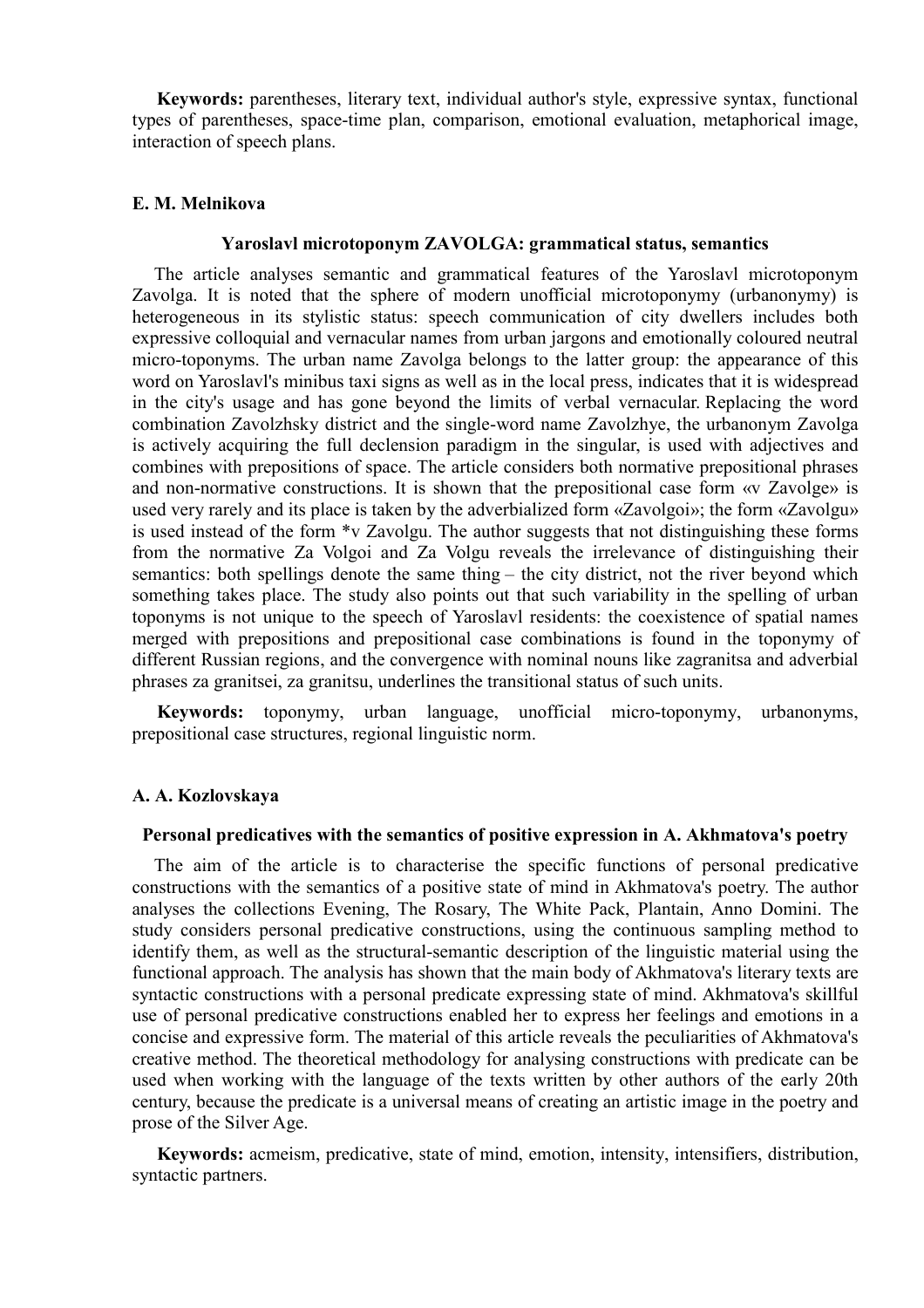**Keywords:** parentheses, literary text, individual author's style, expressive syntax, functional types of parentheses, space-time plan, comparison, emotional evaluation, metaphorical image, interaction of speech plans.

**E. M. Melnikova**

### Yaroslavl microtoponym ZAVOLGA: grammatical status, semantics

The article analyses semantic and grammatical features of the Yaroslavl microtoponym Zavolga. It is noted that the sphere of modern unofficial microtoponymy (urbanonymy) is heterogeneous in its stylistic status: speech communication of city dwellers includes both expressive colloquial and vernacular names from urban jargons and emotionally coloured neutral micro-toponyms. The urban name Zavolga belongs to the latter group: the appearance of this word on Yaroslavl's minibus taxi signs as well as in the local press, indicates that it is widespread in the city's usage and has gone beyond the limits of verbal vernacular. Replacing the word combination Zavolzhsky district and the single-word name Zavolzhye, the urbanonym Zavolga is actively acquiring the full declension paradigm in the singular, is used with adjectives and combines with prepositions of space. The article considers both normative prepositional phrases and non-normative constructions. It is shown that the prepositional case form «v Zavolge» is used very rarely and its place is taken by the adverbialized form «Zavolgoi»; the form «Zavolgu» is used instead of the form *v Zavolgu. The author suggests that not distinguishing these forms from the normative Za Volgoi and Za Volgu reveals the irrelevance of distinguishing their semantics: both spellings denote the same thing – the city district, not the river beyond which something takes place. The study also points out that such variability in the spelling of urban toponyms is not unique to the speech of Yaroslavl residents: the coexistence of spatial names merged with prepositions and prepositional case combinations is found in the toponymy of different Russian regions, and the convergence with nominal nouns like zagranitsa and adverbial phrases za granitsei, za granitsu, underlines the transitional status of such units.

**Keywords:** toponymy, urban language, unofficial micro-toponymy, urbanonyms, prepositional case structures, regional linguistic norm.

**A. A. Kozlovskaya**

### Personal predicatives with the semantics of positive expression in A. Akhmatova's poetry

The aim of the article is to characterise the specific functions of personal predicative constructions with the semantics of a positive state of mind in Akhmatova's poetry. The author analyses the collections Evening, The Rosary, The White Pack, Plantain, Anno Domini. The study considers personal predicative constructions, using the continuous sampling method to identify them, as well as the structural-semantic description of the linguistic material using the functional approach. The analysis has shown that the main body of Akhmatova's literary texts are syntactic constructions with a personal predicate expressing state of mind. Akhmatova's skillful use of personal predicative constructions enabled her to express her feelings and emotions in a concise and expressive form. The material of this article reveals the peculiarities of Akhmatova's creative method. The theoretical methodology for analysing constructions with predicate can be used when working with the language of the texts written by other authors of the early 20th century, because the predicate is a universal means of creating an artistic image in the poetry and prose of the Silver Age.

**Keywords:** acmeism, predicative, state of mind, emotion, intensity, intensifiers, distribution, syntactic partners.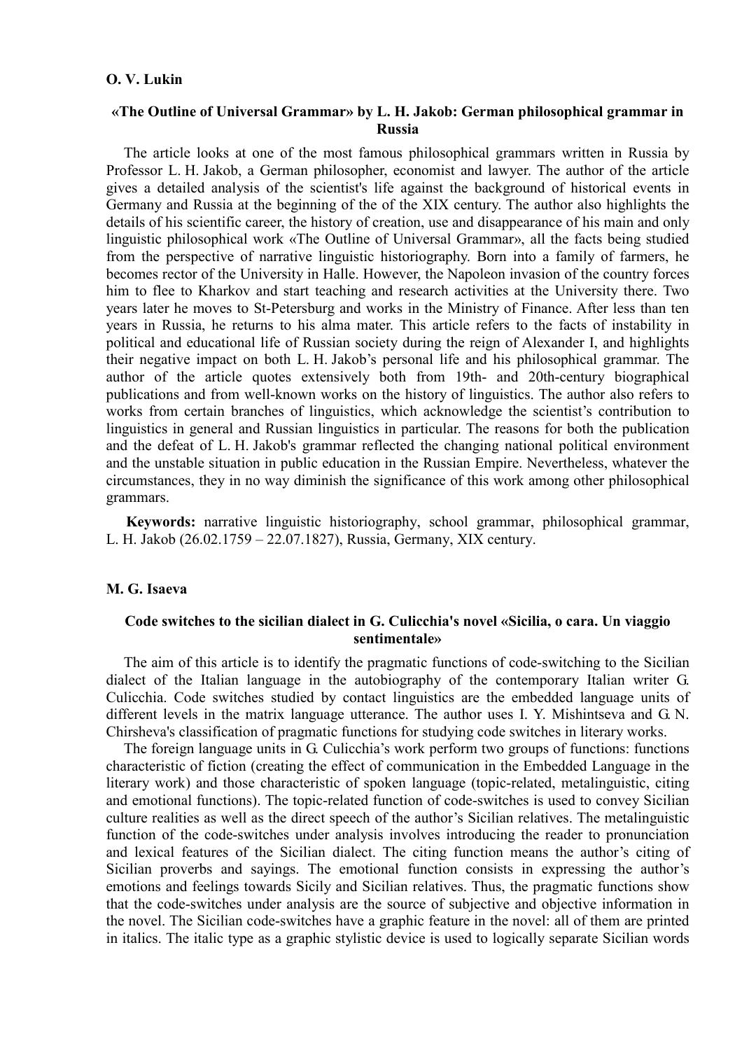**O. V. Lukin**

### «The Outline of Universal Grammar» by L. H. Jakob: German philosophical grammar in Russia

The article looks at one of the most famous philosophical grammars written in Russia by Professor L. H. Jakob, a German philosopher, economist and lawyer. The author of the article gives a detailed analysis of the scientist's life against the background of historical events in Germany and Russia at the beginning of the of the XIX century. The author also highlights the details of his scientific career, the history of creation, use and disappearance of his main and only linguistic philosophical work «The Outline of Universal Grammar», all the facts being studied from the perspective of narrative linguistic historiography. Born into a family of farmers, he becomes rector of the University in Halle. However, the Napoleon invasion of the country forces him to flee to Kharkov and start teaching and research activities at the University there. Two years later he moves to St-Petersburg and works in the Ministry of Finance. After less than ten years in Russia, he returns to his alma mater. This article refers to the facts of instability in political and educational life of Russian society during the reign of Alexander I, and highlights their negative impact on both L. H. Jakob's personal life and his philosophical grammar. The author of the article quotes extensively both from 19th- and 20th-century biographical publications and from well-known works on the history of linguistics. The author also refers to works from certain branches of linguistics, which acknowledge the scientist's contribution to linguistics in general and Russian linguistics in particular. The reasons for both the publication and the defeat of L. H. Jakob's grammar reflected the changing national political environment and the unstable situation in public education in the Russian Empire. Nevertheless, whatever the circumstances, they in no way diminish the significance of this work among other philosophical grammars.

**Keywords:** narrative linguistic historiography, school grammar, philosophical grammar, L. H. Jakob (26.02.1759 – 22.07.1827), Russia, Germany, XIX century.

**M. G. Isaeva**

### Code switches to the sicilian dialect in G. Culicchia's novel «Sicilia, o cara. Un viaggio sentimentale»

The aim of this article is to identify the pragmatic functions of code-switching to the Sicilian dialect of the Italian language in the autobiography of the contemporary Italian writer G. Culicchia. Code switches studied by contact linguistics are the embedded language units of different levels in the matrix language utterance. The author uses I. Y. Mishintseva and G. N. Chirsheva's classification of pragmatic functions for studying code switches in literary works.

The foreign language units in G. Culicchia's work perform two groups of functions: functions characteristic of fiction (creating the effect of communication in the Embedded Language in the literary work) and those characteristic of spoken language (topic-related, metalinguistic, citing and emotional functions). The topic-related function of code-switches is used to convey Sicilian culture realities as well as the direct speech of the author's Sicilian relatives. The metalinguistic function of the code-switches under analysis involves introducing the reader to pronunciation and lexical features of the Sicilian dialect. The citing function means the author's citing of Sicilian proverbs and sayings. The emotional function consists in expressing the author's emotions and feelings towards Sicily and Sicilian relatives. Thus, the pragmatic functions show that the code-switches under analysis are the source of subjective and objective information in the novel. The Sicilian code-switches have a graphic feature in the novel: all of them are printed in italics. The italic type as a graphic stylistic device is used to logically separate Sicilian words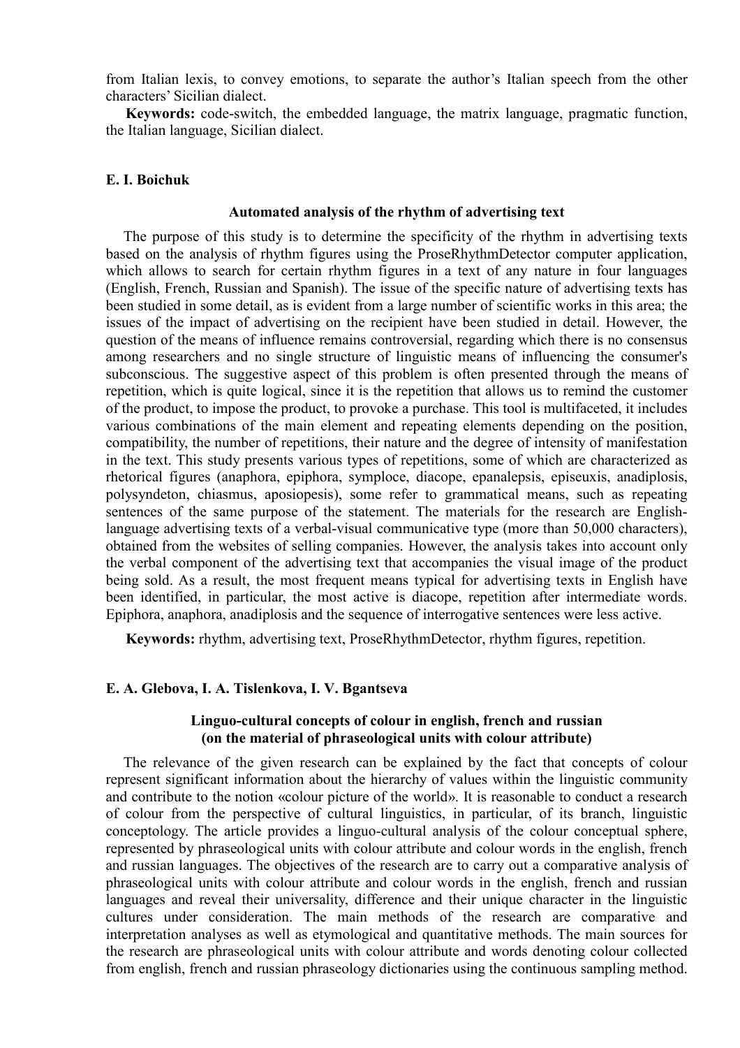from Italian lexis, to convey emotions, to separate the author's Italian speech from the other characters' Sicilian dialect.

**Keywords:** code-switch, the embedded language, the matrix language, pragmatic function, the Italian language, Sicilian dialect.

**E. I. Boichuk**

### Automated analysis of the rhythm of advertising text

The purpose of this study is to determine the specificity of the rhythm in advertising texts based on the analysis of rhythm figures using the ProseRhythmDetector computer application, which allows to search for certain rhythm figures in a text of any nature in four languages (English, French, Russian and Spanish). The issue of the specific nature of advertising texts has been studied in some detail, as is evident from a large number of scientific works in this area; the issues of the impact of advertising on the recipient have been studied in detail. However, the question of the means of influence remains controversial, regarding which there is no consensus among researchers and no single structure of linguistic means of influencing the consumer's subconscious. The suggestive aspect of this problem is often presented through the means of repetition, which is quite logical, since it is the repetition that allows us to remind the customer of the product, to impose the product, to provoke a purchase. This tool is multifaceted, it includes various combinations of the main element and repeating elements depending on the position, compatibility, the number of repetitions, their nature and the degree of intensity of manifestation in the text. This study presents various types of repetitions, some of which are characterized as rhetorical figures (anaphora, epiphora, symploce, diacope, epanalepsis, episeuxis, anadiplosis, polysyndeton, chiasmus, aposiopesis), some refer to grammatical means, such as repeating sentences of the same purpose of the statement. The materials for the research are English-language advertising texts of a verbal-visual communicative type (more than 50,000 characters), obtained from the websites of selling companies. However, the analysis takes into account only the verbal component of the advertising text that accompanies the visual image of the product being sold. As a result, the most frequent means typical for advertising texts in English have been identified, in particular, the most active is diacope, repetition after intermediate words. Epiphora, anaphora, anadiplosis and the sequence of interrogative sentences were less active.

**Keywords:** rhythm, advertising text, ProseRhythmDetector, rhythm figures, repetition.

**E. A. Glebova, I. A. Tislenkova, I. V. Bgantseva**

### Linguo-cultural concepts of colour in english, french and russian (on the material of phraseological units with colour attribute)

The relevance of the given research can be explained by the fact that concepts of colour represent significant information about the hierarchy of values within the linguistic community and contribute to the notion «colour picture of the world». It is reasonable to conduct a research of colour from the perspective of cultural linguistics, in particular, of its branch, linguistic conceptology. The article provides a linguo-cultural analysis of the colour conceptual sphere, represented by phraseological units with colour attribute and colour words in the english, french and russian languages. The objectives of the research are to carry out a comparative analysis of phraseological units with colour attribute and colour words in the english, french and russian languages and reveal their universality, difference and their unique character in the linguistic cultures under consideration. The main methods of the research are comparative and interpretation analyses as well as etymological and quantitative methods. The main sources for the research are phraseological units with colour attribute and words denoting colour collected from english, french and russian phraseology dictionaries using the continuous sampling method.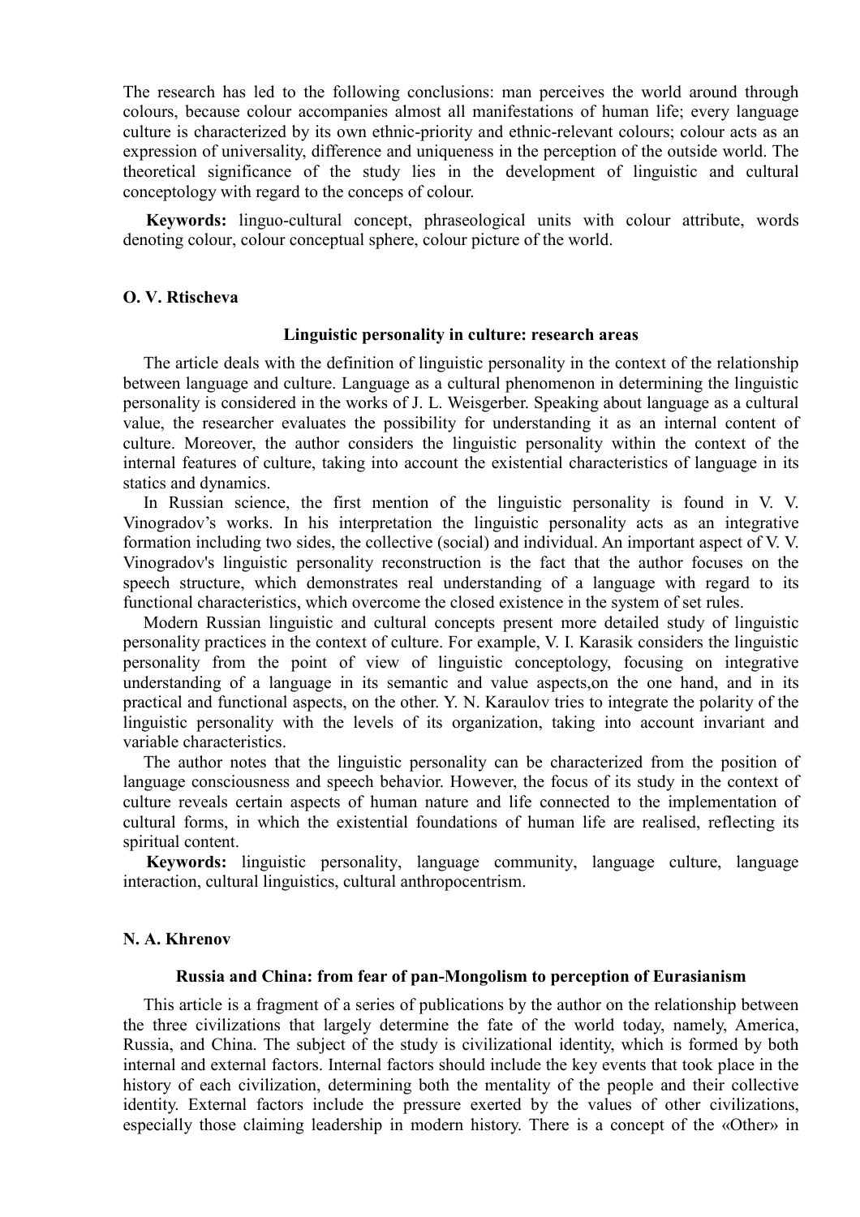The research has led to the following conclusions: man perceives the world around through colours, because colour accompanies almost all manifestations of human life; every language culture is characterized by its own ethnic-priority and ethnic-relevant colours; colour acts as an expression of universality, difference and uniqueness in the perception of the outside world. The theoretical significance of the study lies in the development of linguistic and cultural conceptology with regard to the conceps of colour.

**Keywords:** linguo-cultural concept, phraseological units with colour attribute, words denoting colour, colour conceptual sphere, colour picture of the world.

**O. V. Rtischeva**

### Linguistic personality in culture: research areas

The article deals with the definition of linguistic personality in the context of the relationship between language and culture. Language as a cultural phenomenon in determining the linguistic personality is considered in the works of J. L. Weisgerber. Speaking about language as a cultural value, the researcher evaluates the possibility for understanding it as an internal content of culture. Moreover, the author considers the linguistic personality within the context of the internal features of culture, taking into account the existential characteristics of language in its statics and dynamics.

In Russian science, the first mention of the linguistic personality is found in V. V. Vinogradov's works. In his interpretation the linguistic personality acts as an integrative formation including two sides, the collective (social) and individual. An important aspect of V. V. Vinogradov's linguistic personality reconstruction is the fact that the author focuses on the speech structure, which demonstrates real understanding of a language with regard to its functional characteristics, which overcome the closed existence in the system of set rules.

Modern Russian linguistic and cultural concepts present more detailed study of linguistic personality practices in the context of culture. For example, V. I. Karasik considers the linguistic personality from the point of view of linguistic conceptology, focusing on integrative understanding of a language in its semantic and value aspects,on the one hand, and in its practical and functional aspects, on the other. Y. N. Karaulov tries to integrate the polarity of the linguistic personality with the levels of its organization, taking into account invariant and variable characteristics.

The author notes that the linguistic personality can be characterized from the position of language consciousness and speech behavior. However, the focus of its study in the context of culture reveals certain aspects of human nature and life connected to the implementation of cultural forms, in which the existential foundations of human life are realised, reflecting its spiritual content.

**Keywords:** linguistic personality, language community, language culture, language interaction, cultural linguistics, cultural anthropocentrism.

**N. A. Khrenov**

### Russia and China: from fear of pan-Mongolism to perception of Eurasianism

This article is a fragment of a series of publications by the author on the relationship between the three civilizations that largely determine the fate of the world today, namely, America, Russia, and China. The subject of the study is civilizational identity, which is formed by both internal and external factors. Internal factors should include the key events that took place in the history of each civilization, determining both the mentality of the people and their collective identity. External factors include the pressure exerted by the values of other civilizations, especially those claiming leadership in modern history. There is a concept of the «Other» in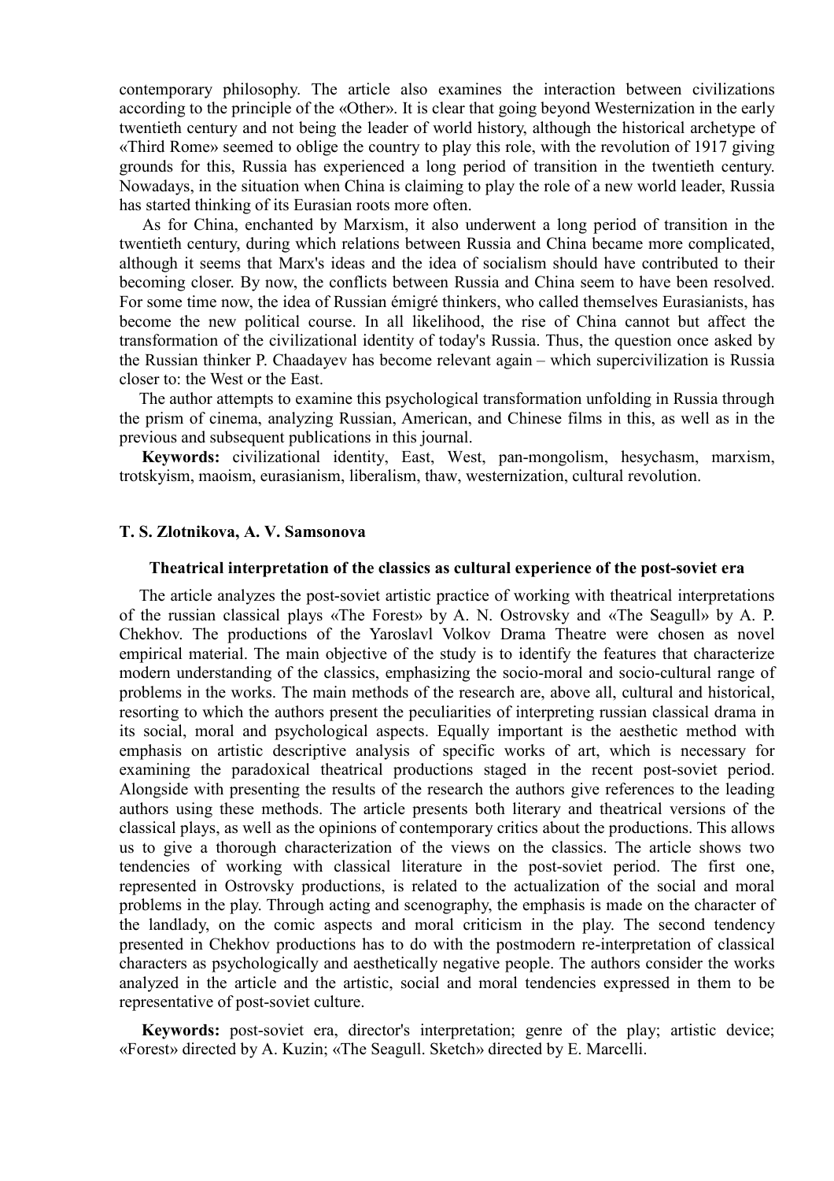contemporary philosophy. The article also examines the interaction between civilizations according to the principle of the «Other». It is clear that going beyond Westernization in the early twentieth century and not being the leader of world history, although the historical archetype of «Third Rome» seemed to oblige the country to play this role, with the revolution of 1917 giving grounds for this, Russia has experienced a long period of transition in the twentieth century. Nowadays, in the situation when China is claiming to play the role of a new world leader, Russia has started thinking of its Eurasian roots more often.

As for China, enchanted by Marxism, it also underwent a long period of transition in the twentieth century, during which relations between Russia and China became more complicated, although it seems that Marx's ideas and the idea of socialism should have contributed to their becoming closer. By now, the conflicts between Russia and China seem to have been resolved. For some time now, the idea of Russian émigré thinkers, who called themselves Eurasianists, has become the new political course. In all likelihood, the rise of China cannot but affect the transformation of the civilizational identity of today's Russia. Thus, the question once asked by the Russian thinker P. Chaadayev has become relevant again – which supercivilization is Russia closer to: the West or the East.

The author attempts to examine this psychological transformation unfolding in Russia through the prism of cinema, analyzing Russian, American, and Chinese films in this, as well as in the previous and subsequent publications in this journal.

**Keywords:** civilizational identity, East, West, pan-mongolism, hesychasm, marxism, trotskyism, maoism, eurasianism, liberalism, thaw, westernization, cultural revolution.

**T. S. Zlotnikova, A. V. Samsonova**

### Theatrical interpretation of the classics as cultural experience of the post-soviet era

The article analyzes the post-soviet artistic practice of working with theatrical interpretations of the russian classical plays «The Forest» by A. N. Ostrovsky and «The Seagull» by A. P. Chekhov. The productions of the Yaroslavl Volkov Drama Theatre were chosen as novel empirical material. The main objective of the study is to identify the features that characterize modern understanding of the classics, emphasizing the socio-moral and socio-cultural range of problems in the works. The main methods of the research are, above all, cultural and historical, resorting to which the authors present the peculiarities of interpreting russian classical drama in its social, moral and psychological aspects. Equally important is the aesthetic method with emphasis on artistic descriptive analysis of specific works of art, which is necessary for examining the paradoxical theatrical productions staged in the recent post-soviet period. Alongside with presenting the results of the research the authors give references to the leading authors using these methods. The article presents both literary and theatrical versions of the classical plays, as well as the opinions of contemporary critics about the productions. This allows us to give a thorough characterization of the views on the classics. The article shows two tendencies of working with classical literature in the post-soviet period. The first one, represented in Ostrovsky productions, is related to the actualization of the social and moral problems in the play. Through acting and scenography, the emphasis is made on the character of the landlady, on the comic aspects and moral criticism in the play. The second tendency presented in Chekhov productions has to do with the postmodern re-interpretation of classical characters as psychologically and aesthetically negative people. The authors consider the works analyzed in the article and the artistic, social and moral tendencies expressed in them to be representative of post-soviet culture.

**Keywords:** post-soviet era, director's interpretation; genre of the play; artistic device; «Forest» directed by A. Kuzin; «The Seagull. Sketch» directed by E. Marcelli.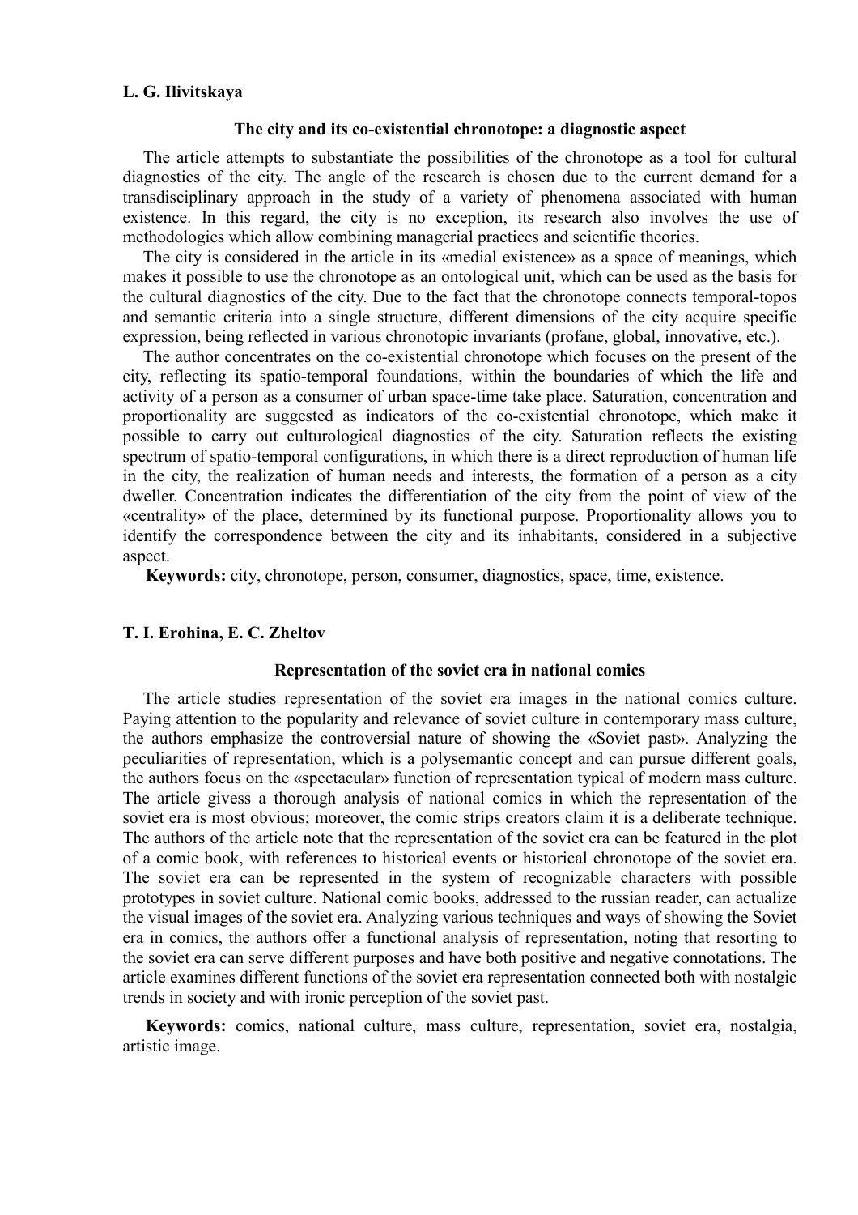**L. G. Ilivitskaya**

### The city and its co-existential chronotope: a diagnostic aspect

The article attempts to substantiate the possibilities of the chronotope as a tool for cultural diagnostics of the city. The angle of the research is chosen due to the current demand for a transdisciplinary approach in the study of a variety of phenomena associated with human existence. In this regard, the city is no exception, its research also involves the use of methodologies which allow combining managerial practices and scientific theories.

The city is considered in the article in its «medial existence» as a space of meanings, which makes it possible to use the chronotope as an ontological unit, which can be used as the basis for the cultural diagnostics of the city. Due to the fact that the chronotope connects temporal-topos and semantic criteria into a single structure, different dimensions of the city acquire specific expression, being reflected in various chronotopic invariants (profane, global, innovative, etc.).

The author concentrates on the co-existential chronotope which focuses on the present of the city, reflecting its spatio-temporal foundations, within the boundaries of which the life and activity of a person as a consumer of urban space-time take place. Saturation, concentration and proportionality are suggested as indicators of the co-existential chronotope, which make it possible to carry out culturological diagnostics of the city. Saturation reflects the existing spectrum of spatio-temporal configurations, in which there is a direct reproduction of human life in the city, the realization of human needs and interests, the formation of a person as a city dweller. Concentration indicates the differentiation of the city from the point of view of the «centrality» of the place, determined by its functional purpose. Proportionality allows you to identify the correspondence between the city and its inhabitants, considered in a subjective aspect.

**Keywords:** city, chronotope, person, consumer, diagnostics, space, time, existence.

**T. I. Erohina, E. C. Zheltov**

### Representation of the soviet era in national comics

The article studies representation of the soviet era images in the national comics culture. Paying attention to the popularity and relevance of soviet culture in contemporary mass culture, the authors emphasize the controversial nature of showing the «Soviet past». Analyzing the peculiarities of representation, which is a polysemantic concept and can pursue different goals, the authors focus on the «spectacular» function of representation typical of modern mass culture. The article givess a thorough analysis of national comics in which the representation of the soviet era is most obvious; moreover, the comic strips creators claim it is a deliberate technique. The authors of the article note that the representation of the soviet era can be featured in the plot of a comic book, with references to historical events or historical chronotope of the soviet era. The soviet era can be represented in the system of recognizable characters with possible prototypes in soviet culture. National comic books, addressed to the russian reader, can actualize the visual images of the soviet era. Analyzing various techniques and ways of showing the Soviet era in comics, the authors offer a functional analysis of representation, noting that resorting to the soviet era can serve different purposes and have both positive and negative connotations. The article examines different functions of the soviet era representation connected both with nostalgic trends in society and with ironic perception of the soviet past.

**Keywords:** comics, national culture, mass culture, representation, soviet era, nostalgia, artistic image.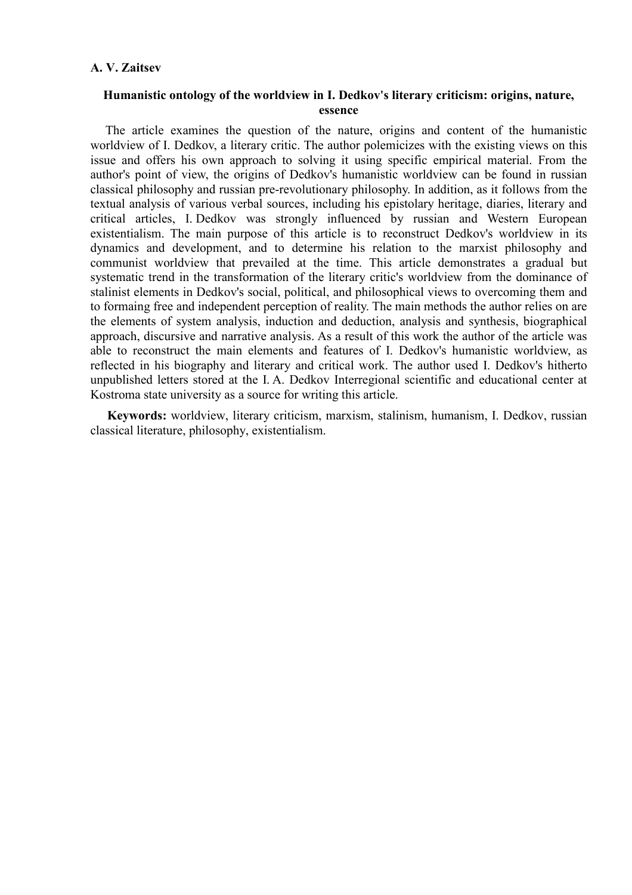**A. V. Zaitsev**

**Humanistic ontology of the worldview in I. Dedkov's literary criticism: origins, nature, essence**

The article examines the question of the nature, origins and content of the humanistic worldview of I. Dedkov, a literary critic. The author polemicizes with the existing views on this issue and offers his own approach to solving it using specific empirical material. From the author's point of view, the origins of Dedkov's humanistic worldview can be found in russian classical philosophy and russian pre-revolutionary philosophy. In addition, as it follows from the textual analysis of various verbal sources, including his epistolary heritage, diaries, literary and critical articles, I. Dedkov was strongly influenced by russian and Western European existentialism. The main purpose of this article is to reconstruct Dedkov's worldview in its dynamics and development, and to determine his relation to the marxist philosophy and communist worldview that prevailed at the time. This article demonstrates a gradual but systematic trend in the transformation of the literary critic's worldview from the dominance of stalinist elements in Dedkov's social, political, and philosophical views to overcoming them and to formaing free and independent perception of reality. The main methods the author relies on are the elements of system analysis, induction and deduction, analysis and synthesis, biographical approach, discursive and narrative analysis. As a result of this work the author of the article was able to reconstruct the main elements and features of I. Dedkov's humanistic worldview, as reflected in his biography and literary and critical work. The author used I. Dedkov's hitherto unpublished letters stored at the I. A. Dedkov Interregional scientific and educational center at Kostroma state university as a source for writing this article.

**Keywords:** worldview, literary criticism, marxism, stalinism, humanism, I. Dedkov, russian classical literature, philosophy, existentialism.